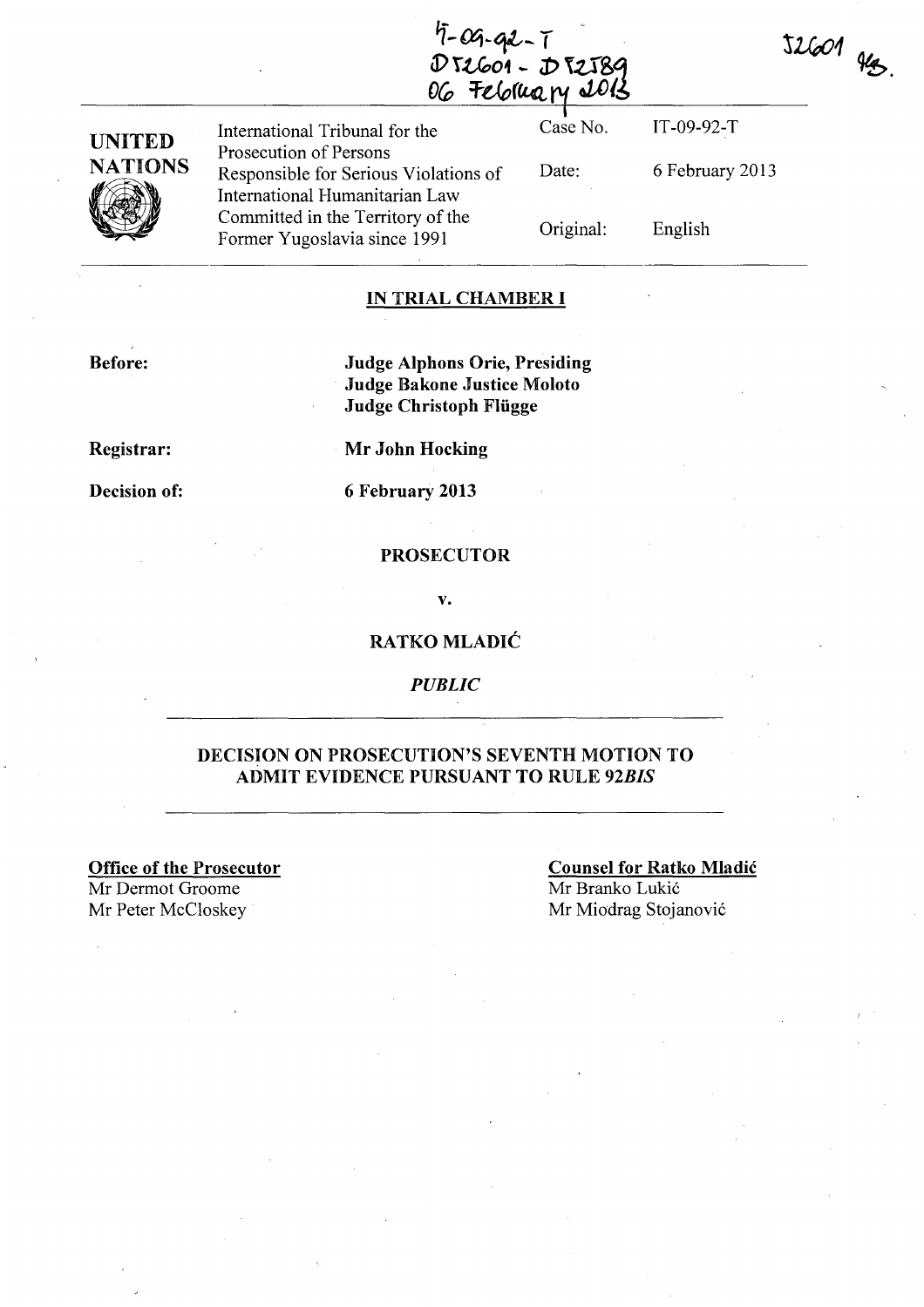IT-09-92-T
D52601 - D52589
06 February 2013

52601 MB.

| UNITED NATIONS | International Tribunal for the Prosecution of Persons Responsible for Serious Violations of International Humanitarian Law Committed in the Territory of the Former Yugoslavia since 1991 | Case No. | IT-09-92-T |
|---|---|---|---|
| | | Date: | 6 February 2013 |
| | | Original: | English |

**IN TRIAL CHAMBER I**

**Before:** **Judge Alphons Orie, Presiding**
**Judge Bakone Justice Moloto**
**Judge Christoph Flügge**

**Registrar:** Mr John Hocking

**Decision of:** 6 February 2013

**PROSECUTOR**

**v.**

**RATKO MLADIĆ**

***PUBLIC***

**DECISION ON PROSECUTION'S SEVENTH MOTION TO ADMIT EVIDENCE PURSUANT TO RULE 92*BIS***

**Office of the Prosecutor**
Mr Dermot Groome
Mr Peter McCloskey

**Counsel for Ratko Mladić**
Mr Branko Lukić
Mr Miodrag Stojanović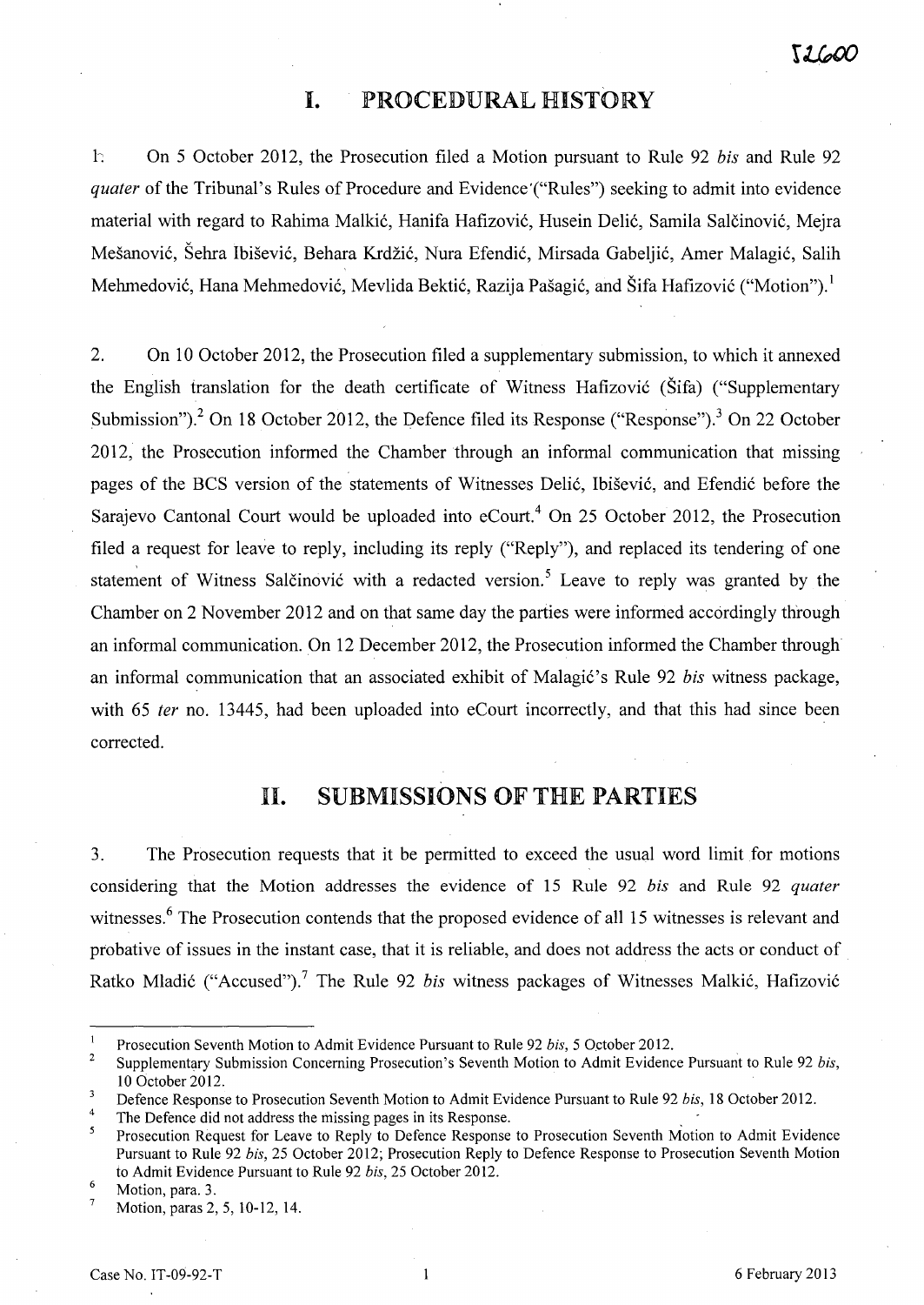# I. PROCEDURAL HISTORY

1. On 5 October 2012, the Prosecution filed a Motion pursuant to Rule 92 *bis* and Rule 92 *quater* of the Tribunal's Rules of Procedure and Evidence ("Rules") seeking to admit into evidence material with regard to Rahima Malkić, Hanifa Hafizović, Husein Delić, Samila Salčinović, Mejra Mešanović, Šehra Ibišević, Behara Krdžić, Nura Efendić, Mirsada Gabeljić, Amer Malagić, Salih Mehmedović, Hana Mehmedović, Mevlida Bektić, Razija Pašagić, and Šifa Hafizović ("Motion").[1]

2. On 10 October 2012, the Prosecution filed a supplementary submission, to which it annexed the English translation for the death certificate of Witness Hafizović (Šifa) ("Supplementary Submission").[2] On 18 October 2012, the Defence filed its Response ("Response").[3] On 22 October 2012, the Prosecution informed the Chamber through an informal communication that missing pages of the BCS version of the statements of Witnesses Delić, Ibišević, and Efendić before the Sarajevo Cantonal Court would be uploaded into eCourt.[4] On 25 October 2012, the Prosecution filed a request for leave to reply, including its reply ("Reply"), and replaced its tendering of one statement of Witness Salčinović with a redacted version.[5] Leave to reply was granted by the Chamber on 2 November 2012 and on that same day the parties were informed accordingly through an informal communication. On 12 December 2012, the Prosecution informed the Chamber through an informal communication that an associated exhibit of Malagić's Rule 92 *bis* witness package, with 65 *ter* no. 13445, had been uploaded into eCourt incorrectly, and that this had since been corrected.

# II. SUBMISSIONS OF THE PARTIES

3. The Prosecution requests that it be permitted to exceed the usual word limit for motions considering that the Motion addresses the evidence of 15 Rule 92 *bis* and Rule 92 *quater* witnesses.[6] The Prosecution contends that the proposed evidence of all 15 witnesses is relevant and probative of issues in the instant case, that it is reliable, and does not address the acts or conduct of Ratko Mladić ("Accused").[7] The Rule 92 *bis* witness packages of Witnesses Malkić, Hafizović

---

[1] Prosecution Seventh Motion to Admit Evidence Pursuant to Rule 92 *bis*, 5 October 2012.

[2] Supplementary Submission Concerning Prosecution's Seventh Motion to Admit Evidence Pursuant to Rule 92 *bis*, 10 October 2012.

[3] Defence Response to Prosecution Seventh Motion to Admit Evidence Pursuant to Rule 92 *bis*, 18 October 2012.

[4] The Defence did not address the missing pages in its Response.

[5] Prosecution Request for Leave to Reply to Defence Response to Prosecution Seventh Motion to Admit Evidence Pursuant to Rule 92 *bis*, 25 October 2012; Prosecution Reply to Defence Response to Prosecution Seventh Motion to Admit Evidence Pursuant to Rule 92 *bis*, 25 October 2012.

[6] Motion, para. 3.

[7] Motion, paras 2, 5, 10-12, 14.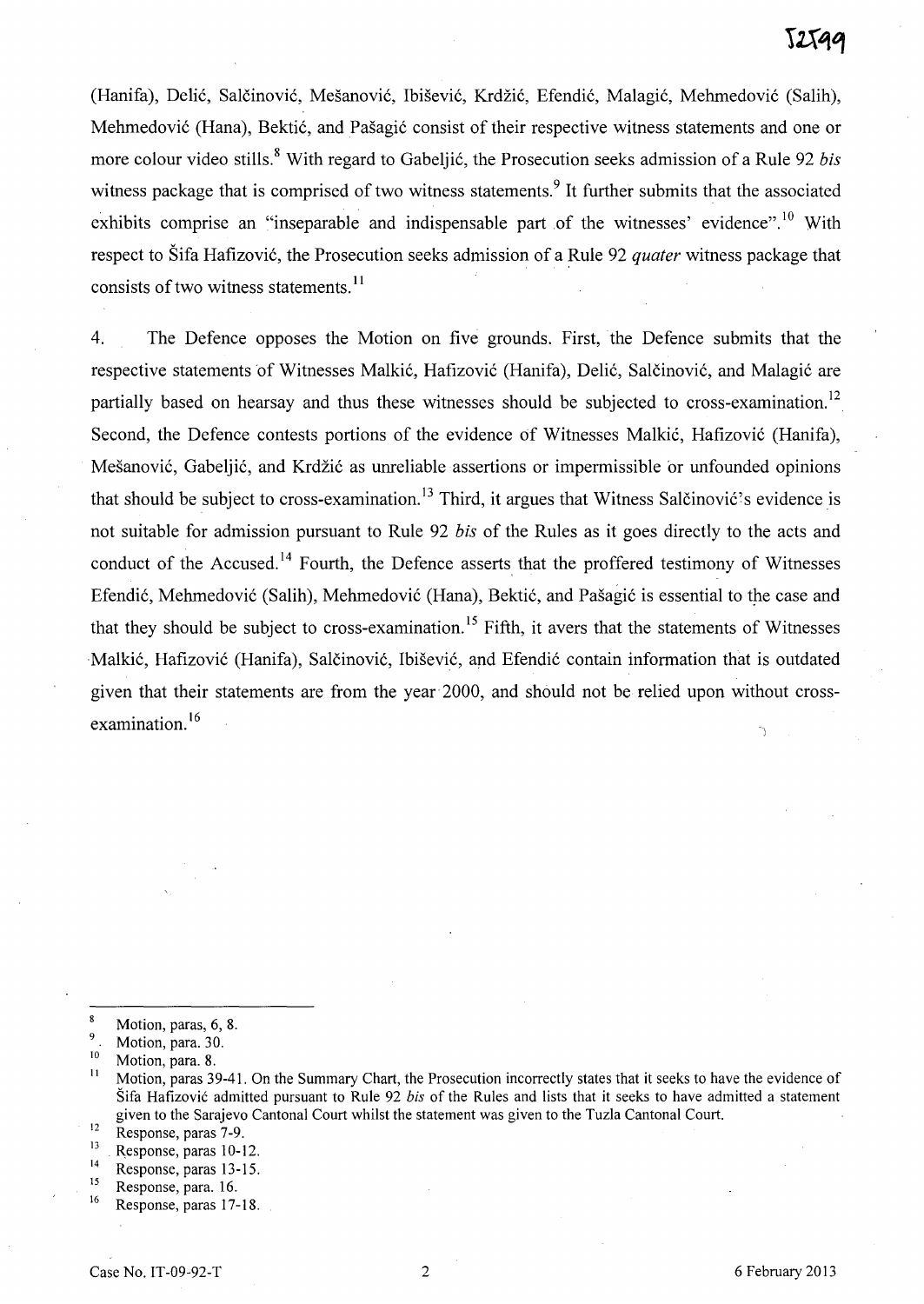(Hanifa), Delić, Salčinović, Mešanović, Ibišević, Krdžić, Efendić, Malagić, Mehmedović (Salih), Mehmedović (Hana), Bektić, and Pašagić consist of their respective witness statements and one or more colour video stills.[8] With regard to Gabeljić, the Prosecution seeks admission of a Rule 92 *bis* witness package that is comprised of two witness statements.[9] It further submits that the associated exhibits comprise an "inseparable and indispensable part of the witnesses' evidence".[10] With respect to Šifa Hafizović, the Prosecution seeks admission of a Rule 92 *quater* witness package that consists of two witness statements.[11]

4. The Defence opposes the Motion on five grounds. First, the Defence submits that the respective statements of Witnesses Malkić, Hafizović (Hanifa), Delić, Salčinović, and Malagić are partially based on hearsay and thus these witnesses should be subjected to cross-examination.[12] Second, the Defence contests portions of the evidence of Witnesses Malkić, Hafizović (Hanifa), Mešanović, Gabeljić, and Krdžić as unreliable assertions or impermissible or unfounded opinions that should be subject to cross-examination.[13] Third, it argues that Witness Salčinović's evidence is not suitable for admission pursuant to Rule 92 *bis* of the Rules as it goes directly to the acts and conduct of the Accused.[14] Fourth, the Defence asserts that the proffered testimony of Witnesses Efendić, Mehmedović (Salih), Mehmedović (Hana), Bektić, and Pašagić is essential to the case and that they should be subject to cross-examination.[15] Fifth, it avers that the statements of Witnesses Malkić, Hafizović (Hanifa), Salčinović, Ibišević, and Efendić contain information that is outdated given that their statements are from the year 2000, and should not be relied upon without cross-examination.[16]

---

[8] Motion, paras, 6, 8.

[9] Motion, para. 30.

[10] Motion, para. 8.

[11] Motion, paras 39-41. On the Summary Chart, the Prosecution incorrectly states that it seeks to have the evidence of Šifa Hafizović admitted pursuant to Rule 92 *bis* of the Rules and lists that it seeks to have admitted a statement given to the Sarajevo Cantonal Court whilst the statement was given to the Tuzla Cantonal Court.

[12] Response, paras 7-9.

[13] Response, paras 10-12.

[14] Response, paras 13-15.

[15] Response, para. 16.

[16] Response, paras 17-18.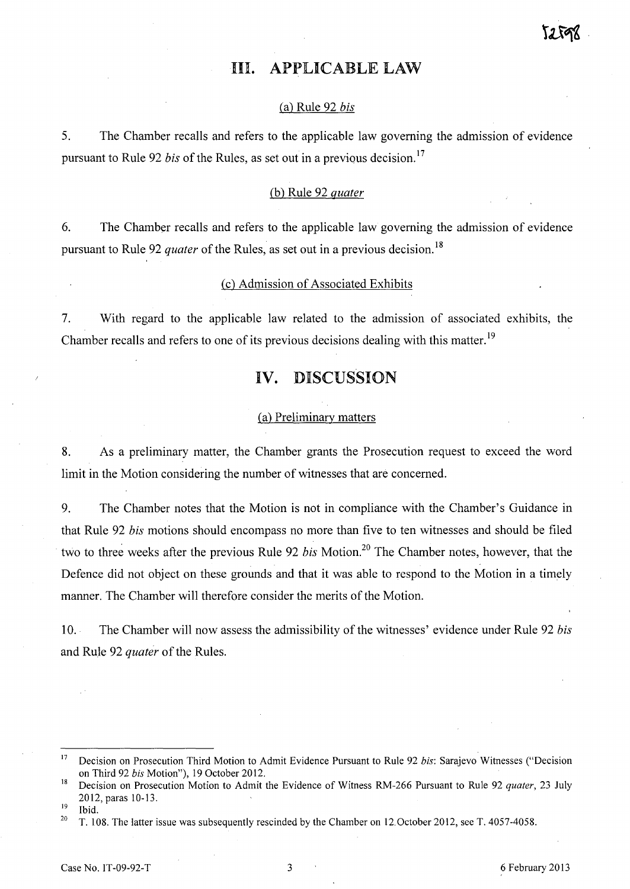# III. APPLICABLE LAW

## (a) Rule 92 *bis*

5. The Chamber recalls and refers to the applicable law governing the admission of evidence pursuant to Rule 92 *bis* of the Rules, as set out in a previous decision.[17]

## (b) Rule 92 *quater*

6. The Chamber recalls and refers to the applicable law governing the admission of evidence pursuant to Rule 92 *quater* of the Rules, as set out in a previous decision.[18]

## (c) Admission of Associated Exhibits

7. With regard to the applicable law related to the admission of associated exhibits, the Chamber recalls and refers to one of its previous decisions dealing with this matter.[19]

# IV. DISCUSSION

## (a) Preliminary matters

8. As a preliminary matter, the Chamber grants the Prosecution request to exceed the word limit in the Motion considering the number of witnesses that are concerned.

9. The Chamber notes that the Motion is not in compliance with the Chamber's Guidance in that Rule 92 *bis* motions should encompass no more than five to ten witnesses and should be filed two to three weeks after the previous Rule 92 *bis* Motion.[20] The Chamber notes, however, that the Defence did not object on these grounds and that it was able to respond to the Motion in a timely manner. The Chamber will therefore consider the merits of the Motion.

10. The Chamber will now assess the admissibility of the witnesses' evidence under Rule 92 *bis* and Rule 92 *quater* of the Rules.

---

[17] Decision on Prosecution Third Motion to Admit Evidence Pursuant to Rule 92 *bis*: Sarajevo Witnesses ("Decision on Third 92 *bis* Motion"), 19 October 2012.

[18] Decision on Prosecution Motion to Admit the Evidence of Witness RM-266 Pursuant to Rule 92 *quater*, 23 July 2012, paras 10-13.

[19] Ibid.

[20] T. 108. The latter issue was subsequently rescinded by the Chamber on 12 October 2012, see T. 4057-4058.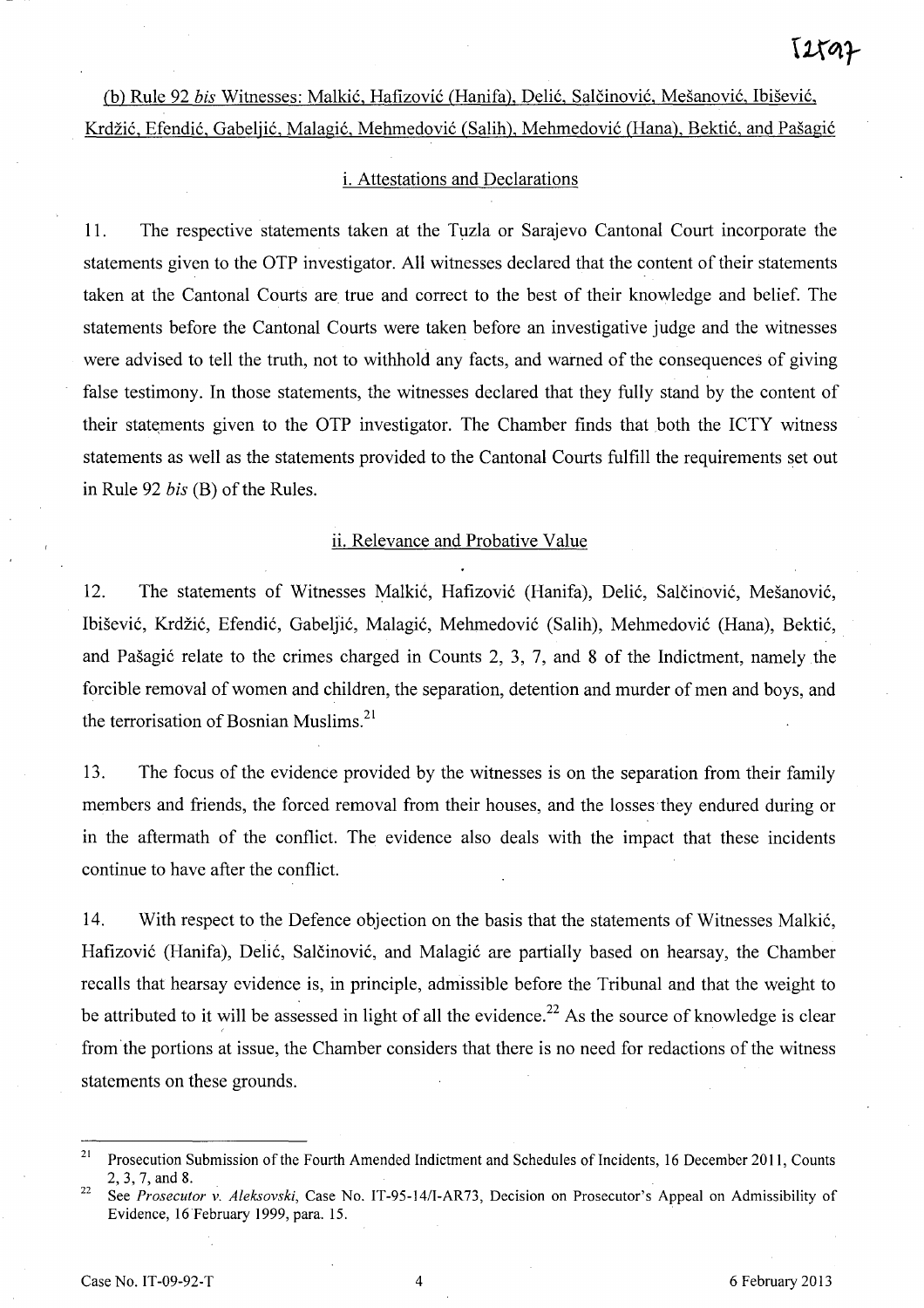(b) Rule 92 *bis* Witnesses: Malkić, Hafizović (Hanifa), Delić, Salčinović, Mešanović, Ibišević, Krdžić, Efendić, Gabeljić, Malagić, Mehmedović (Salih), Mehmedović (Hana), Bektić, and Pašagić

i. Attestations and Declarations

11. The respective statements taken at the Tuzla or Sarajevo Cantonal Court incorporate the statements given to the OTP investigator. All witnesses declared that the content of their statements taken at the Cantonal Courts are true and correct to the best of their knowledge and belief. The statements before the Cantonal Courts were taken before an investigative judge and the witnesses were advised to tell the truth, not to withhold any facts, and warned of the consequences of giving false testimony. In those statements, the witnesses declared that they fully stand by the content of their statements given to the OTP investigator. The Chamber finds that both the ICTY witness statements as well as the statements provided to the Cantonal Courts fulfill the requirements set out in Rule 92 *bis* (B) of the Rules.

ii. Relevance and Probative Value

12. The statements of Witnesses Malkić, Hafizović (Hanifa), Delić, Salčinović, Mešanović, Ibišević, Krdžić, Efendić, Gabeljić, Malagić, Mehmedović (Salih), Mehmedović (Hana), Bektić, and Pašagić relate to the crimes charged in Counts 2, 3, 7, and 8 of the Indictment, namely the forcible removal of women and children, the separation, detention and murder of men and boys, and the terrorisation of Bosnian Muslims.[21]

13. The focus of the evidence provided by the witnesses is on the separation from their family members and friends, the forced removal from their houses, and the losses they endured during or in the aftermath of the conflict. The evidence also deals with the impact that these incidents continue to have after the conflict.

14. With respect to the Defence objection on the basis that the statements of Witnesses Malkić, Hafizović (Hanifa), Delić, Salčinović, and Malagić are partially based on hearsay, the Chamber recalls that hearsay evidence is, in principle, admissible before the Tribunal and that the weight to be attributed to it will be assessed in light of all the evidence.[22] As the source of knowledge is clear from the portions at issue, the Chamber considers that there is no need for redactions of the witness statements on these grounds.

---

[21] Prosecution Submission of the Fourth Amended Indictment and Schedules of Incidents, 16 December 2011, Counts 2, 3, 7, and 8.

[22] See *Prosecutor v. Aleksovski*, Case No. IT-95-14/1-AR73, Decision on Prosecutor's Appeal on Admissibility of Evidence, 16 February 1999, para. 15.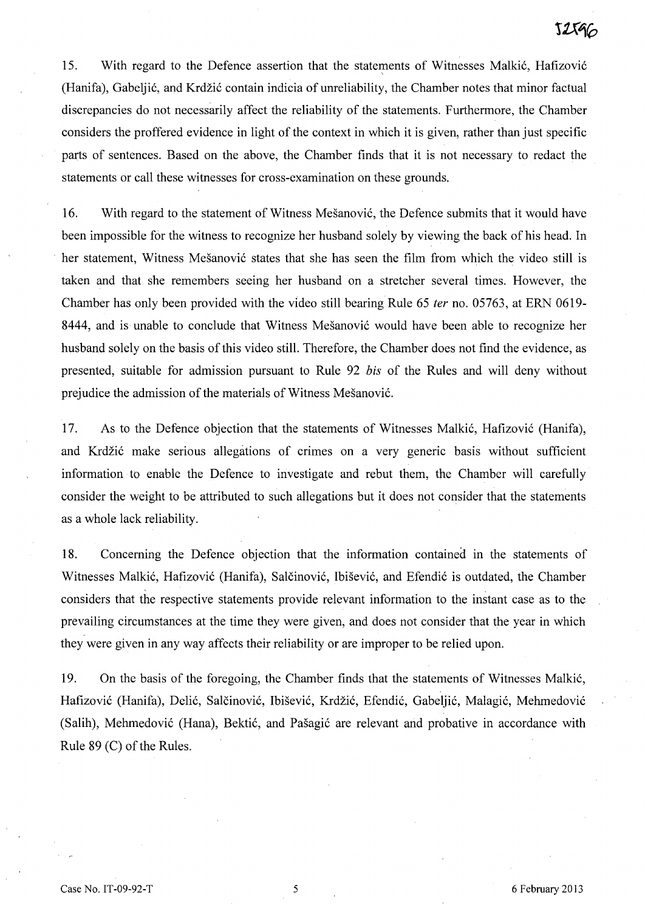15. With regard to the Defence assertion that the statements of Witnesses Malkić, Hafizović (Hanifa), Gabeljić, and Krdžić contain indicia of unreliability, the Chamber notes that minor factual discrepancies do not necessarily affect the reliability of the statements. Furthermore, the Chamber considers the proffered evidence in light of the context in which it is given, rather than just specific parts of sentences. Based on the above, the Chamber finds that it is not necessary to redact the statements or call these witnesses for cross-examination on these grounds.

16. With regard to the statement of Witness Mešanović, the Defence submits that it would have been impossible for the witness to recognize her husband solely by viewing the back of his head. In her statement, Witness Mešanović states that she has seen the film from which the video still is taken and that she remembers seeing her husband on a stretcher several times. However, the Chamber has only been provided with the video still bearing Rule 65 *ter* no. 05763, at ERN 0619-8444, and is unable to conclude that Witness Mešanović would have been able to recognize her husband solely on the basis of this video still. Therefore, the Chamber does not find the evidence, as presented, suitable for admission pursuant to Rule 92 *bis* of the Rules and will deny without prejudice the admission of the materials of Witness Mešanović.

17. As to the Defence objection that the statements of Witnesses Malkić, Hafizović (Hanifa), and Krdžić make serious allegations of crimes on a very generic basis without sufficient information to enable the Defence to investigate and rebut them, the Chamber will carefully consider the weight to be attributed to such allegations but it does not consider that the statements as a whole lack reliability.

18. Concerning the Defence objection that the information contained in the statements of Witnesses Malkić, Hafizović (Hanifa), Salčinović, Ibišević, and Efendić is outdated, the Chamber considers that the respective statements provide relevant information to the instant case as to the prevailing circumstances at the time they were given, and does not consider that the year in which they were given in any way affects their reliability or are improper to be relied upon.

19. On the basis of the foregoing, the Chamber finds that the statements of Witnesses Malkić, Hafizović (Hanifa), Delić, Salčinović, Ibišević, Krdžić, Efendić, Gabeljić, Malagić, Mehmedović (Salih), Mehmedović (Hana), Bektić, and Pašagić are relevant and probative in accordance with Rule 89 (C) of the Rules.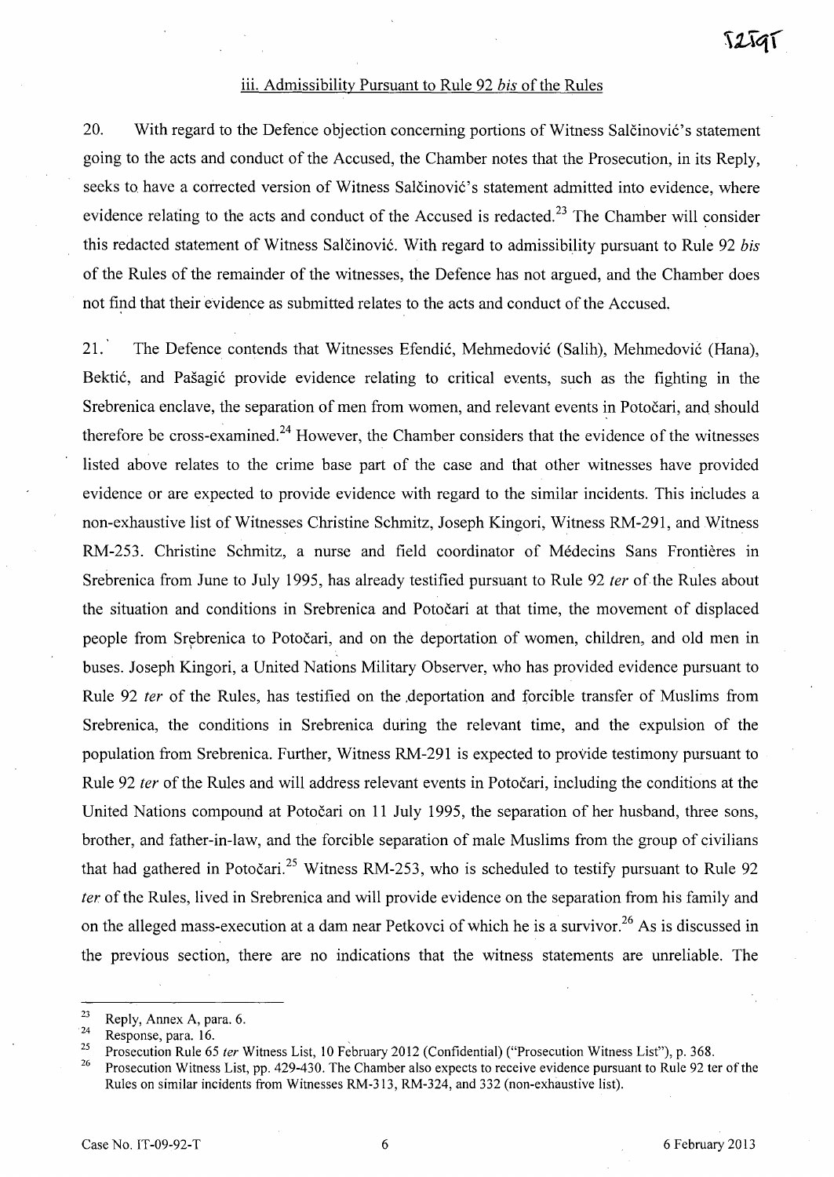### iii. Admissibility Pursuant to Rule 92 *bis* of the Rules

20. With regard to the Defence objection concerning portions of Witness Salčinović's statement going to the acts and conduct of the Accused, the Chamber notes that the Prosecution, in its Reply, seeks to have a corrected version of Witness Salčinović's statement admitted into evidence, where evidence relating to the acts and conduct of the Accused is redacted.[23] The Chamber will consider this redacted statement of Witness Salčinović. With regard to admissibility pursuant to Rule 92 *bis* of the Rules of the remainder of the witnesses, the Defence has not argued, and the Chamber does not find that their evidence as submitted relates to the acts and conduct of the Accused.

21. The Defence contends that Witnesses Efendić, Mehmedović (Salih), Mehmedović (Hana), Bektić, and Pašagić provide evidence relating to critical events, such as the fighting in the Srebrenica enclave, the separation of men from women, and relevant events in Potočari, and should therefore be cross-examined.[24] However, the Chamber considers that the evidence of the witnesses listed above relates to the crime base part of the case and that other witnesses have provided evidence or are expected to provide evidence with regard to the similar incidents. This includes a non-exhaustive list of Witnesses Christine Schmitz, Joseph Kingori, Witness RM-291, and Witness RM-253. Christine Schmitz, a nurse and field coordinator of Médecins Sans Frontières in Srebrenica from June to July 1995, has already testified pursuant to Rule 92 *ter* of the Rules about the situation and conditions in Srebrenica and Potočari at that time, the movement of displaced people from Srebrenica to Potočari, and on the deportation of women, children, and old men in buses. Joseph Kingori, a United Nations Military Observer, who has provided evidence pursuant to Rule 92 *ter* of the Rules, has testified on the deportation and forcible transfer of Muslims from Srebrenica, the conditions in Srebrenica during the relevant time, and the expulsion of the population from Srebrenica. Further, Witness RM-291 is expected to provide testimony pursuant to Rule 92 *ter* of the Rules and will address relevant events in Potočari, including the conditions at the United Nations compound at Potočari on 11 July 1995, the separation of her husband, three sons, brother, and father-in-law, and the forcible separation of male Muslims from the group of civilians that had gathered in Potočari.[25] Witness RM-253, who is scheduled to testify pursuant to Rule 92 *ter* of the Rules, lived in Srebrenica and will provide evidence on the separation from his family and on the alleged mass-execution at a dam near Petkovci of which he is a survivor.[26] As is discussed in the previous section, there are no indications that the witness statements are unreliable. The

---

[23] Reply, Annex A, para. 6.

[24] Response, para. 16.

[25] Prosecution Rule 65 *ter* Witness List, 10 February 2012 (Confidential) ("Prosecution Witness List"), p. 368.

[26] Prosecution Witness List, pp. 429-430. The Chamber also expects to receive evidence pursuant to Rule 92 ter of the Rules on similar incidents from Witnesses RM-313, RM-324, and 332 (non-exhaustive list).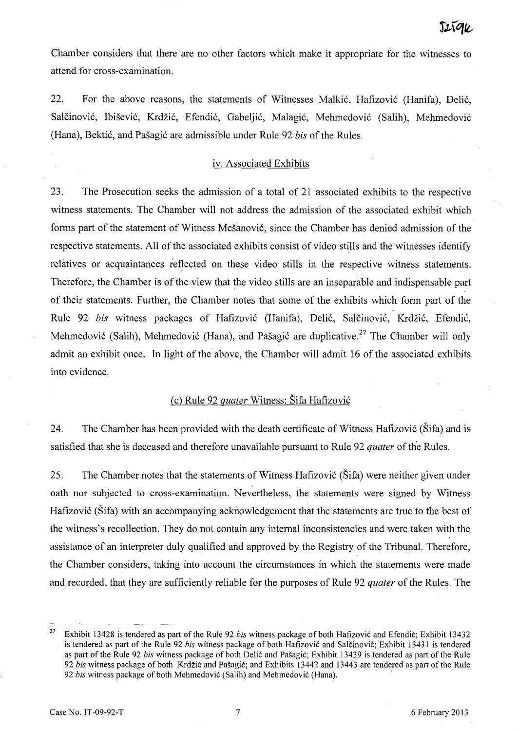Chamber considers that there are no other factors which make it appropriate for the witnesses to attend for cross-examination.

22. For the above reasons, the statements of Witnesses Malkić, Hafizović (Hanifa), Delić, Salčinović, Ibišević, Krdžić, Efendić, Gabeljić, Malagić, Mehmedović (Salih), Mehmedović (Hana), Bektić, and Pašagić are admissible under Rule 92 *bis* of the Rules.

### iv. Associated Exhibits

23. The Prosecution seeks the admission of a total of 21 associated exhibits to the respective witness statements. The Chamber will not address the admission of the associated exhibit which forms part of the statement of Witness Mešanović, since the Chamber has denied admission of the respective statements. All of the associated exhibits consist of video stills and the witnesses identify relatives or acquaintances reflected on these video stills in the respective witness statements. Therefore, the Chamber is of the view that the video stills are an inseparable and indispensable part of their statements. Further, the Chamber notes that some of the exhibits which form part of the Rule 92 *bis* witness packages of Hafizović (Hanifa), Delić, Salčinović, Krdžić, Efendić, Mehmedović (Salih), Mehmedović (Hana), and Pašagić are duplicative.[27] The Chamber will only admit an exhibit once. In light of the above, the Chamber will admit 16 of the associated exhibits into evidence.

### (c) Rule 92 *quater* Witness: Šifa Hafizović

24. The Chamber has been provided with the death certificate of Witness Hafizović (Šifa) and is satisfied that she is deceased and therefore unavailable pursuant to Rule 92 *quater* of the Rules.

25. The Chamber notes that the statements of Witness Hafizović (Šifa) were neither given under oath nor subjected to cross-examination. Nevertheless, the statements were signed by Witness Hafizović (Šifa) with an accompanying acknowledgement that the statements are true to the best of the witness's recollection. They do not contain any internal inconsistencies and were taken with the assistance of an interpreter duly qualified and approved by the Registry of the Tribunal. Therefore, the Chamber considers, taking into account the circumstances in which the statements were made and recorded, that they are sufficiently reliable for the purposes of Rule 92 *quater* of the Rules. The

---

[27] Exhibit 13428 is tendered as part of the Rule 92 *bis* witness package of both Hafizović and Efendić; Exhibit 13432 is tendered as part of the Rule 92 *bis* witness package of both Hafizović and Salčinović; Exhibit 13431 is tendered as part of the Rule 92 *bis* witness package of both Delić and Pašagić; Exhibit 13439 is tendered as part of the Rule 92 *bis* witness package of both Krdžić and Pašagić; and Exhibits 13442 and 13443 are tendered as part of the Rule 92 *bis* witness package of both Mehmedović (Salih) and Mehmedović (Hana).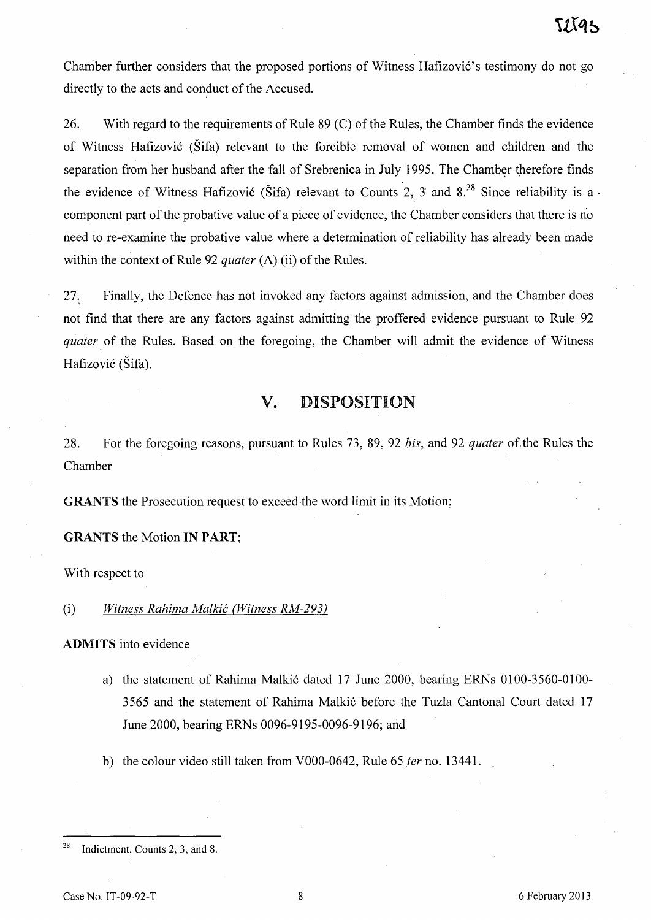Chamber further considers that the proposed portions of Witness Hafizović's testimony do not go directly to the acts and conduct of the Accused.

26. With regard to the requirements of Rule 89 (C) of the Rules, the Chamber finds the evidence of Witness Hafizović (Šifa) relevant to the forcible removal of women and children and the separation from her husband after the fall of Srebrenica in July 1995. The Chamber therefore finds the evidence of Witness Hafizović (Šifa) relevant to Counts 2, 3 and 8.[28] Since reliability is a component part of the probative value of a piece of evidence, the Chamber considers that there is no need to re-examine the probative value where a determination of reliability has already been made within the context of Rule 92 *quater* (A) (ii) of the Rules.

27. Finally, the Defence has not invoked any factors against admission, and the Chamber does not find that there are any factors against admitting the proffered evidence pursuant to Rule 92 *quater* of the Rules. Based on the foregoing, the Chamber will admit the evidence of Witness Hafizović (Šifa).

## V. DISPOSITION

28. For the foregoing reasons, pursuant to Rules 73, 89, 92 *bis*, and 92 *quater* of the Rules the Chamber

**GRANTS** the Prosecution request to exceed the word limit in its Motion;

**GRANTS** the Motion **IN PART**;

With respect to

(i) *Witness Rahima Malkić (Witness RM-293)*

**ADMITS** into evidence

a) the statement of Rahima Malkić dated 17 June 2000, bearing ERNs 0100-3560-0100-3565 and the statement of Rahima Malkić before the Tuzla Cantonal Court dated 17 June 2000, bearing ERNs 0096-9195-0096-9196; and

b) the colour video still taken from V000-0642, Rule 65 *ter* no. 13441.

---

[28] Indictment, Counts 2, 3, and 8.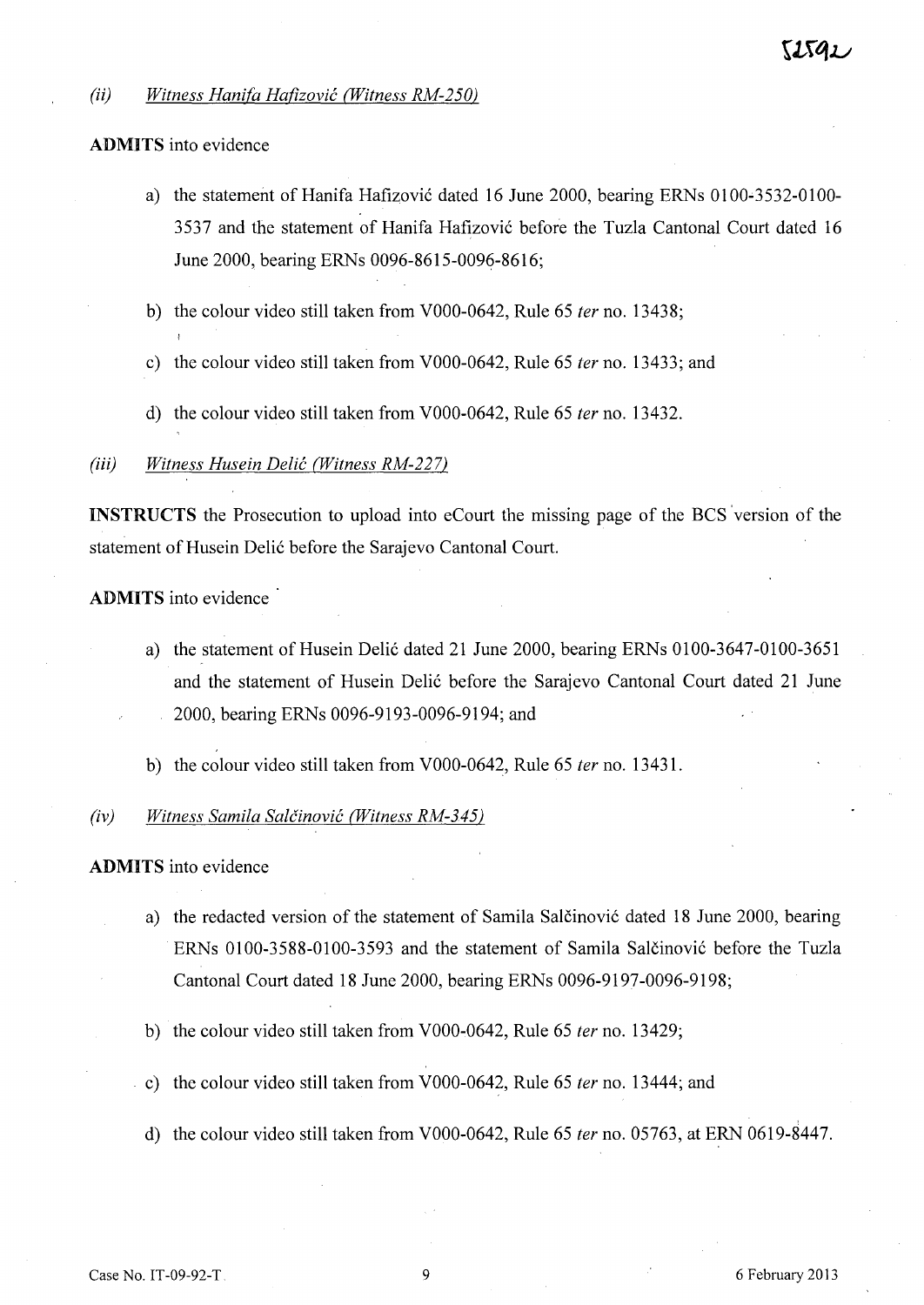*(ii) Witness Hanifa Hafizović (Witness RM-250)*

**ADMITS** into evidence

a) the statement of Hanifa Hafizović dated 16 June 2000, bearing ERNs 0100-3532-0100-3537 and the statement of Hanifa Hafizović before the Tuzla Cantonal Court dated 16 June 2000, bearing ERNs 0096-8615-0096-8616;

b) the colour video still taken from V000-0642, Rule 65 *ter* no. 13438;

c) the colour video still taken from V000-0642, Rule 65 *ter* no. 13433; and

d) the colour video still taken from V000-0642, Rule 65 *ter* no. 13432.

*(iii) Witness Husein Delić (Witness RM-227)*

**INSTRUCTS** the Prosecution to upload into eCourt the missing page of the BCS version of the statement of Husein Delić before the Sarajevo Cantonal Court.

**ADMITS** into evidence

a) the statement of Husein Delić dated 21 June 2000, bearing ERNs 0100-3647-0100-3651 and the statement of Husein Delić before the Sarajevo Cantonal Court dated 21 June 2000, bearing ERNs 0096-9193-0096-9194; and

b) the colour video still taken from V000-0642, Rule 65 *ter* no. 13431.

*(iv) Witness Samila Salčinović (Witness RM-345)*

**ADMITS** into evidence

a) the redacted version of the statement of Samila Salčinović dated 18 June 2000, bearing ERNs 0100-3588-0100-3593 and the statement of Samila Salčinović before the Tuzla Cantonal Court dated 18 June 2000, bearing ERNs 0096-9197-0096-9198;

b) the colour video still taken from V000-0642, Rule 65 *ter* no. 13429;

c) the colour video still taken from V000-0642, Rule 65 *ter* no. 13444; and

d) the colour video still taken from V000-0642, Rule 65 *ter* no. 05763, at ERN 0619-8447.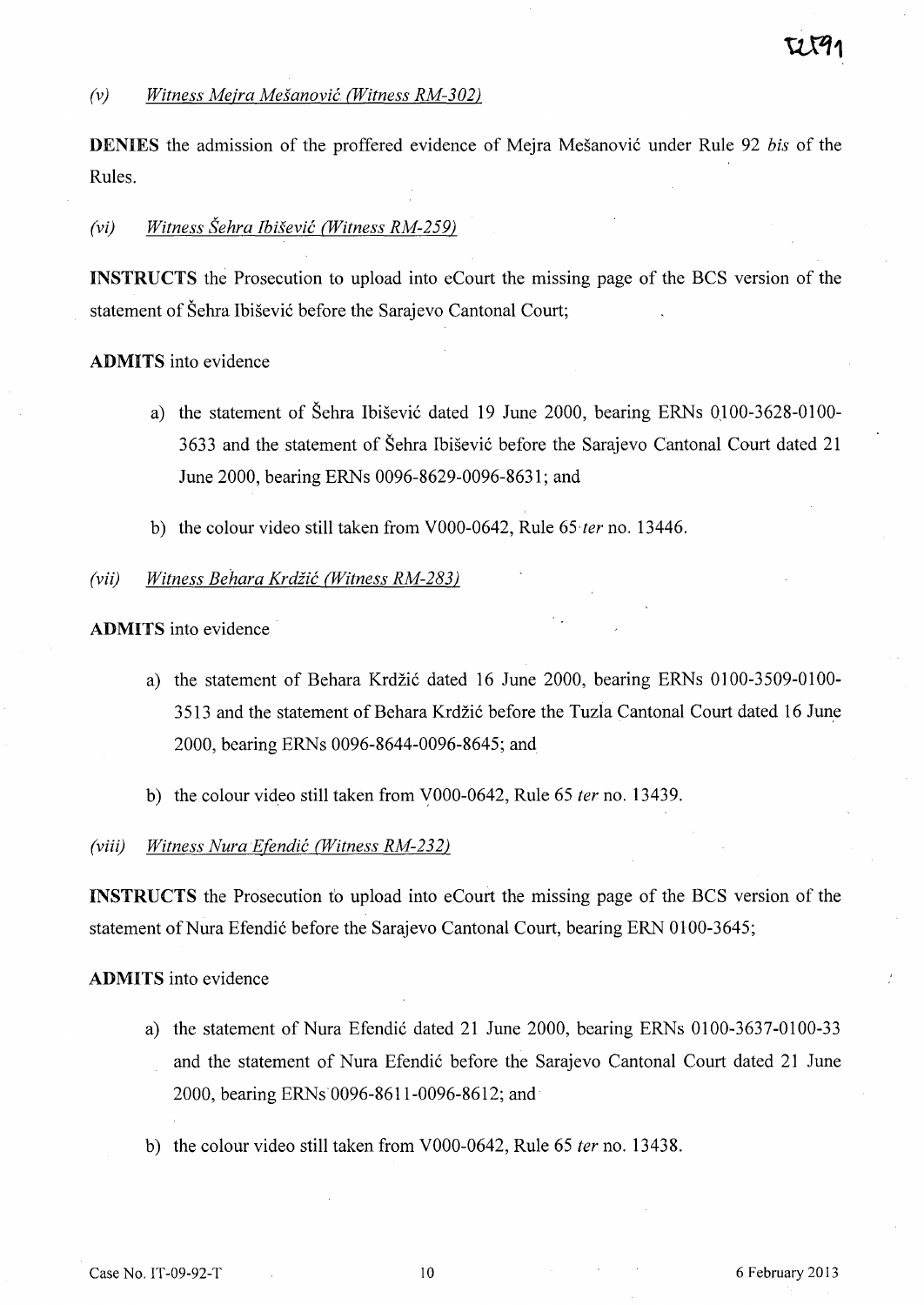*(v) Witness Mejra Mešanović (Witness RM-302)*

**DENIES** the admission of the proffered evidence of Mejra Mešanović under Rule 92 *bis* of the Rules.

*(vi) Witness Šehra Ibišević (Witness RM-259)*

**INSTRUCTS** the Prosecution to upload into eCourt the missing page of the BCS version of the statement of Šehra Ibišević before the Sarajevo Cantonal Court;

**ADMITS** into evidence

a) the statement of Šehra Ibišević dated 19 June 2000, bearing ERNs 0100-3628-0100-3633 and the statement of Šehra Ibišević before the Sarajevo Cantonal Court dated 21 June 2000, bearing ERNs 0096-8629-0096-8631; and

b) the colour video still taken from V000-0642, Rule 65 *ter* no. 13446.

*(vii) Witness Behara Krdžić (Witness RM-283)*

**ADMITS** into evidence

a) the statement of Behara Krdžić dated 16 June 2000, bearing ERNs 0100-3509-0100-3513 and the statement of Behara Krdžić before the Tuzla Cantonal Court dated 16 June 2000, bearing ERNs 0096-8644-0096-8645; and

b) the colour video still taken from V000-0642, Rule 65 *ter* no. 13439.

*(viii) Witness Nura Efendić (Witness RM-232)*

**INSTRUCTS** the Prosecution to upload into eCourt the missing page of the BCS version of the statement of Nura Efendić before the Sarajevo Cantonal Court, bearing ERN 0100-3645;

**ADMITS** into evidence

a) the statement of Nura Efendić dated 21 June 2000, bearing ERNs 0100-3637-0100-33 and the statement of Nura Efendić before the Sarajevo Cantonal Court dated 21 June 2000, bearing ERNs 0096-8611-0096-8612; and

b) the colour video still taken from V000-0642, Rule 65 *ter* no. 13438.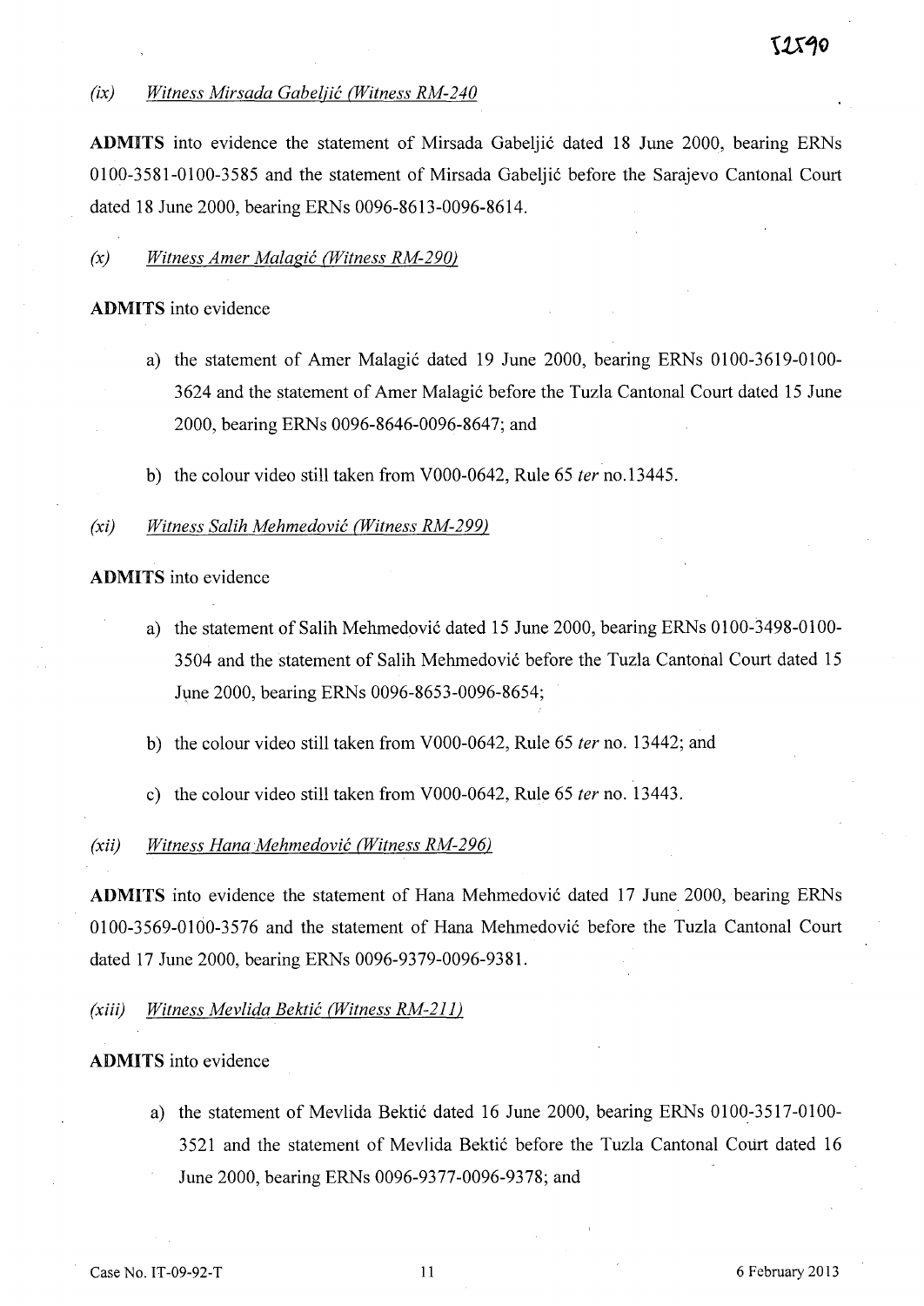*(ix) Witness Mirsada Gabeljić (Witness RM-240*

**ADMITS** into evidence the statement of Mirsada Gabeljić dated 18 June 2000, bearing ERNs 0100-3581-0100-3585 and the statement of Mirsada Gabeljić before the Sarajevo Cantonal Court dated 18 June 2000, bearing ERNs 0096-8613-0096-8614.

*(x) Witness Amer Malagić (Witness RM-290)*

**ADMITS** into evidence

a) the statement of Amer Malagić dated 19 June 2000, bearing ERNs 0100-3619-0100-3624 and the statement of Amer Malagić before the Tuzla Cantonal Court dated 15 June 2000, bearing ERNs 0096-8646-0096-8647; and

b) the colour video still taken from V000-0642, Rule 65 *ter* no.13445.

*(xi) Witness Salih Mehmedović (Witness RM-299)*

**ADMITS** into evidence

a) the statement of Salih Mehmedović dated 15 June 2000, bearing ERNs 0100-3498-0100-3504 and the statement of Salih Mehmedović before the Tuzla Cantonal Court dated 15 June 2000, bearing ERNs 0096-8653-0096-8654;

b) the colour video still taken from V000-0642, Rule 65 *ter* no. 13442; and

c) the colour video still taken from V000-0642, Rule 65 *ter* no. 13443.

*(xii) Witness Hana Mehmedović (Witness RM-296)*

**ADMITS** into evidence the statement of Hana Mehmedović dated 17 June 2000, bearing ERNs 0100-3569-0100-3576 and the statement of Hana Mehmedović before the Tuzla Cantonal Court dated 17 June 2000, bearing ERNs 0096-9379-0096-9381.

*(xiii) Witness Mevlida Bektić (Witness RM-211)*

**ADMITS** into evidence

a) the statement of Mevlida Bektić dated 16 June 2000, bearing ERNs 0100-3517-0100-3521 and the statement of Mevlida Bektić before the Tuzla Cantonal Court dated 16 June 2000, bearing ERNs 0096-9377-0096-9378; and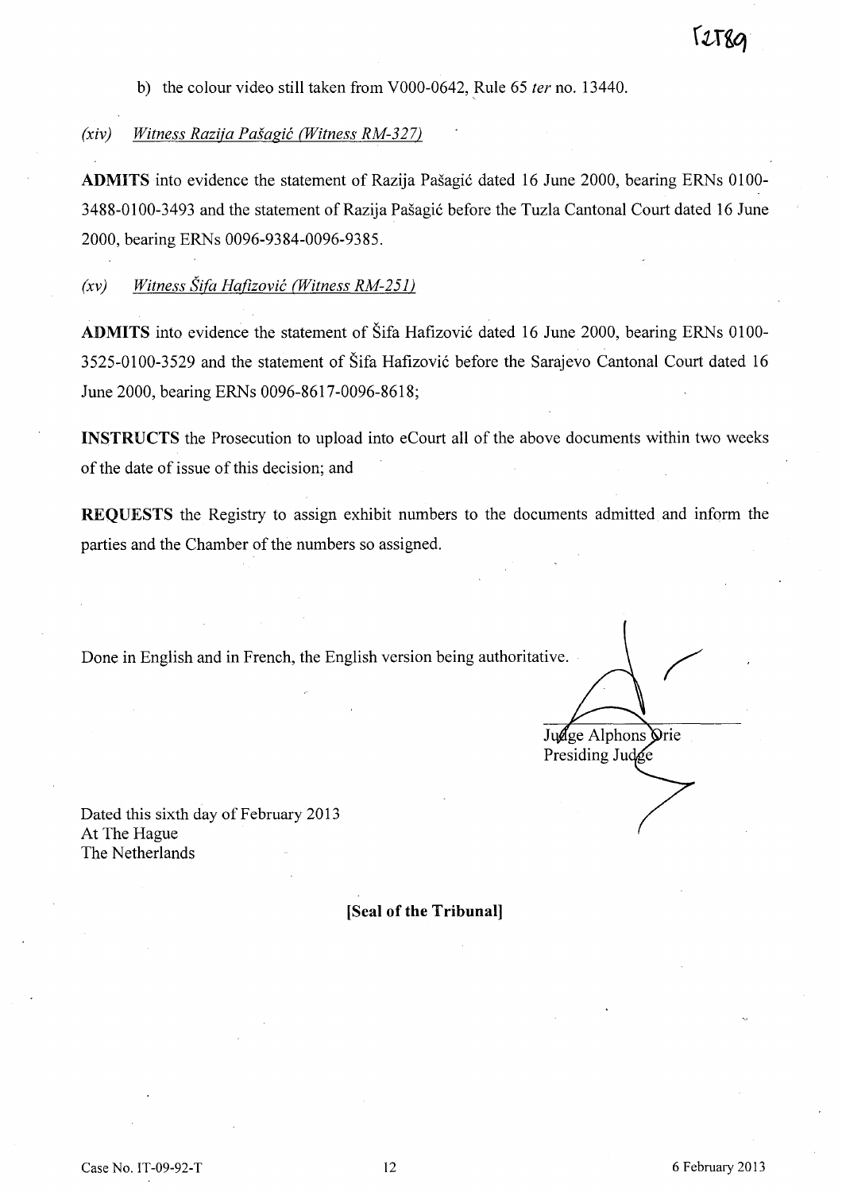b) the colour video still taken from V000-0642, Rule 65 *ter* no. 13440.

*(xiv)* *Witness Razija Pašagić (Witness RM-327)*

**ADMITS** into evidence the statement of Razija Pašagić dated 16 June 2000, bearing ERNs 0100-3488-0100-3493 and the statement of Razija Pašagić before the Tuzla Cantonal Court dated 16 June 2000, bearing ERNs 0096-9384-0096-9385.

*(xv)* *Witness Šifa Hafizović (Witness RM-251)*

**ADMITS** into evidence the statement of Šifa Hafizović dated 16 June 2000, bearing ERNs 0100-3525-0100-3529 and the statement of Šifa Hafizović before the Sarajevo Cantonal Court dated 16 June 2000, bearing ERNs 0096-8617-0096-8618;

**INSTRUCTS** the Prosecution to upload into eCourt all of the above documents within two weeks of the date of issue of this decision; and

**REQUESTS** the Registry to assign exhibit numbers to the documents admitted and inform the parties and the Chamber of the numbers so assigned.

Done in English and in French, the English version being authoritative.

Judge Alphons Orie
Presiding Judge

Dated this sixth day of February 2013
At The Hague
The Netherlands

**[Seal of the Tribunal]**